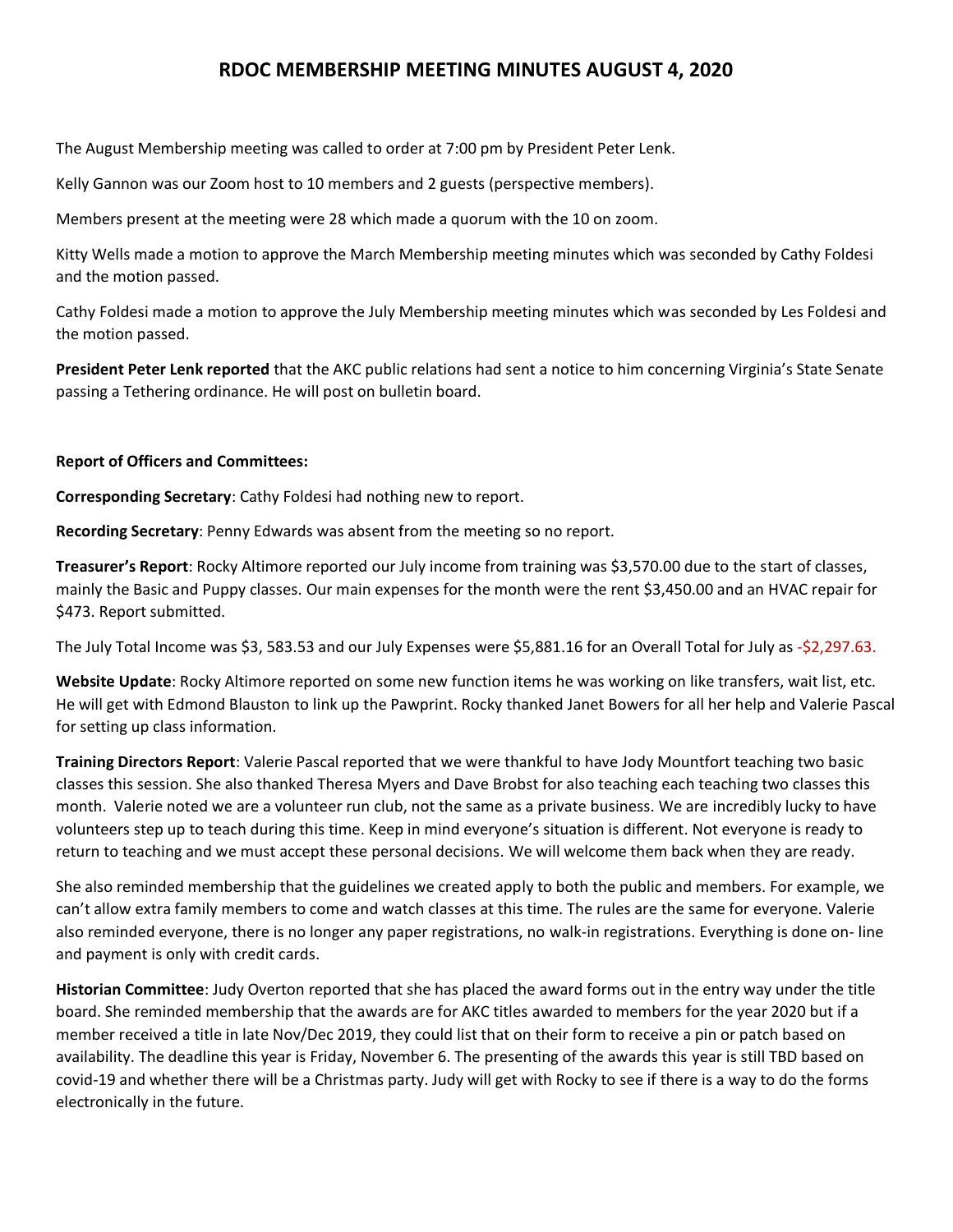# RDOC MEMBERSHIP MEETING MINUTES AUGUST 4, 2020

The August Membership meeting was called to order at 7:00 pm by President Peter Lenk.

Kelly Gannon was our Zoom host to 10 members and 2 guests (perspective members).

Members present at the meeting were 28 which made a quorum with the 10 on zoom.

Kitty Wells made a motion to approve the March Membership meeting minutes which was seconded by Cathy Foldesi and the motion passed.

Cathy Foldesi made a motion to approve the July Membership meeting minutes which was seconded by Les Foldesi and the motion passed.

**President Peter Lenk reported** that the AKC public relations had sent a notice to him concerning Virginia's State Senate passing a Tethering ordinance. He will post on bulletin board.

**Report of Officers and Committees:**

**Corresponding Secretary**: Cathy Foldesi had nothing new to report.

**Recording Secretary**: Penny Edwards was absent from the meeting so no report.

**Treasurer's Report**: Rocky Altimore reported our July income from training was $3,570.00 due to the start of classes, mainly the Basic and Puppy classes. Our main expenses for the month were the rent $3,450.00 and an HVAC repair for $473. Report submitted.

The July Total Income was $3, 583.53 and our July Expenses were $5,881.16 for an Overall Total for July as -$2,297.63.

**Website Update**: Rocky Altimore reported on some new function items he was working on like transfers, wait list, etc. He will get with Edmond Blauston to link up the Pawprint. Rocky thanked Janet Bowers for all her help and Valerie Pascal for setting up class information.

**Training Directors Report**: Valerie Pascal reported that we were thankful to have Jody Mountfort teaching two basic classes this session. She also thanked Theresa Myers and Dave Brobst for also teaching each teaching two classes this month. Valerie noted we are a volunteer run club, not the same as a private business. We are incredibly lucky to have volunteers step up to teach during this time. Keep in mind everyone's situation is different. Not everyone is ready to return to teaching and we must accept these personal decisions. We will welcome them back when they are ready.

She also reminded membership that the guidelines we created apply to both the public and members. For example, we can't allow extra family members to come and watch classes at this time. The rules are the same for everyone. Valerie also reminded everyone, there is no longer any paper registrations, no walk-in registrations. Everything is done on- line and payment is only with credit cards.

**Historian Committee**: Judy Overton reported that she has placed the award forms out in the entry way under the title board. She reminded membership that the awards are for AKC titles awarded to members for the year 2020 but if a member received a title in late Nov/Dec 2019, they could list that on their form to receive a pin or patch based on availability. The deadline this year is Friday, November 6. The presenting of the awards this year is still TBD based on covid-19 and whether there will be a Christmas party. Judy will get with Rocky to see if there is a way to do the forms electronically in the future.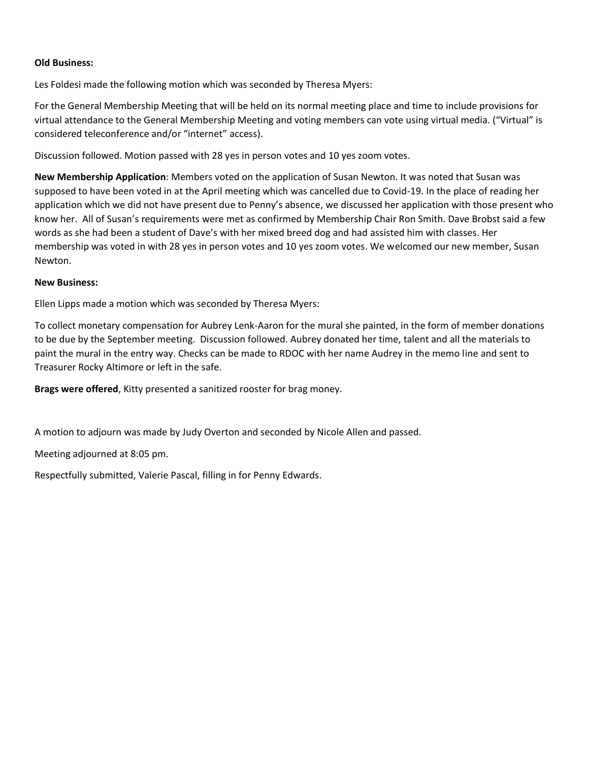**Old Business:**

Les Foldesi made the following motion which was seconded by Theresa Myers:

For the General Membership Meeting that will be held on its normal meeting place and time to include provisions for virtual attendance to the General Membership Meeting and voting members can vote using virtual media. ("Virtual" is considered teleconference and/or "internet" access).

Discussion followed. Motion passed with 28 yes in person votes and 10 yes zoom votes.

**New Membership Application**: Members voted on the application of Susan Newton. It was noted that Susan was supposed to have been voted in at the April meeting which was cancelled due to Covid-19. In the place of reading her application which we did not have present due to Penny's absence, we discussed her application with those present who know her. All of Susan's requirements were met as confirmed by Membership Chair Ron Smith. Dave Brobst said a few words as she had been a student of Dave's with her mixed breed dog and had assisted him with classes. Her membership was voted in with 28 yes in person votes and 10 yes zoom votes. We welcomed our new member, Susan Newton.

**New Business:**

Ellen Lipps made a motion which was seconded by Theresa Myers:

To collect monetary compensation for Aubrey Lenk-Aaron for the mural she painted, in the form of member donations to be due by the September meeting. Discussion followed. Aubrey donated her time, talent and all the materials to paint the mural in the entry way. Checks can be made to RDOC with her name Audrey in the memo line and sent to Treasurer Rocky Altimore or left in the safe.

**Brags were offered**, Kitty presented a sanitized rooster for brag money.

A motion to adjourn was made by Judy Overton and seconded by Nicole Allen and passed.

Meeting adjourned at 8:05 pm.

Respectfully submitted, Valerie Pascal, filling in for Penny Edwards.